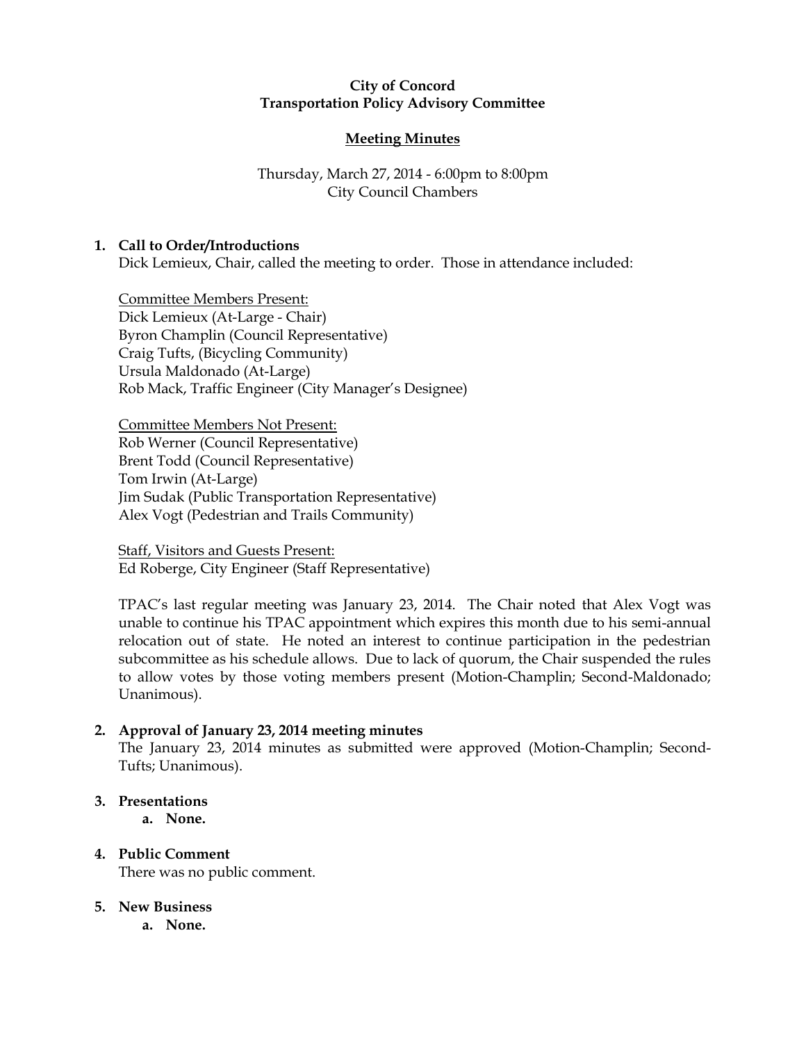**City of Concord**
**Transportation Policy Advisory Committee**

**Meeting Minutes**

Thursday, March 27, 2014 - 6:00pm to 8:00pm
City Council Chambers

1. **Call to Order/Introductions**
   Dick Lemieux, Chair, called the meeting to order. Those in attendance included:

   Committee Members Present:
   Dick Lemieux (At-Large - Chair)
   Byron Champlin (Council Representative)
   Craig Tufts, (Bicycling Community)
   Ursula Maldonado (At-Large)
   Rob Mack, Traffic Engineer (City Manager's Designee)

   Committee Members Not Present:
   Rob Werner (Council Representative)
   Brent Todd (Council Representative)
   Tom Irwin (At-Large)
   Jim Sudak (Public Transportation Representative)
   Alex Vogt (Pedestrian and Trails Community)

   Staff, Visitors and Guests Present:
   Ed Roberge, City Engineer (Staff Representative)

   TPAC's last regular meeting was January 23, 2014. The Chair noted that Alex Vogt was unable to continue his TPAC appointment which expires this month due to his semi-annual relocation out of state. He noted an interest to continue participation in the pedestrian subcommittee as his schedule allows. Due to lack of quorum, the Chair suspended the rules to allow votes by those voting members present (Motion-Champlin; Second-Maldonado; Unanimous).

2. **Approval of January 23, 2014 meeting minutes**
   The January 23, 2014 minutes as submitted were approved (Motion-Champlin; Second-Tufts; Unanimous).

3. **Presentations**
   a. **None.**

4. **Public Comment**
   There was no public comment.

5. **New Business**
   a. **None.**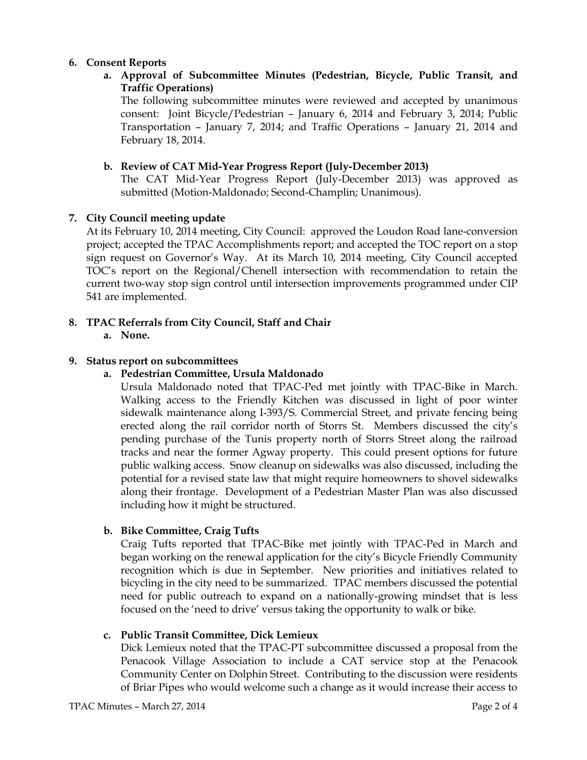## 6. Consent Reports

### a. Approval of Subcommittee Minutes (Pedestrian, Bicycle, Public Transit, and Traffic Operations)

The following subcommittee minutes were reviewed and accepted by unanimous consent: Joint Bicycle/Pedestrian – January 6, 2014 and February 3, 2014; Public Transportation – January 7, 2014; and Traffic Operations – January 21, 2014 and February 18, 2014.

### b. Review of CAT Mid-Year Progress Report (July-December 2013)

The CAT Mid-Year Progress Report (July-December 2013) was approved as submitted (Motion-Maldonado; Second-Champlin; Unanimous).

## 7. City Council meeting update

At its February 10, 2014 meeting, City Council: approved the Loudon Road lane-conversion project; accepted the TPAC Accomplishments report; and accepted the TOC report on a stop sign request on Governor's Way. At its March 10, 2014 meeting, City Council accepted TOC's report on the Regional/Chenell intersection with recommendation to retain the current two-way stop sign control until intersection improvements programmed under CIP 541 are implemented.

## 8. TPAC Referrals from City Council, Staff and Chair

### a. None.

## 9. Status report on subcommittees

### a. Pedestrian Committee, Ursula Maldonado

Ursula Maldonado noted that TPAC-Ped met jointly with TPAC-Bike in March. Walking access to the Friendly Kitchen was discussed in light of poor winter sidewalk maintenance along I-393/S. Commercial Street, and private fencing being erected along the rail corridor north of Storrs St. Members discussed the city's pending purchase of the Tunis property north of Storrs Street along the railroad tracks and near the former Agway property. This could present options for future public walking access. Snow cleanup on sidewalks was also discussed, including the potential for a revised state law that might require homeowners to shovel sidewalks along their frontage. Development of a Pedestrian Master Plan was also discussed including how it might be structured.

### b. Bike Committee, Craig Tufts

Craig Tufts reported that TPAC-Bike met jointly with TPAC-Ped in March and began working on the renewal application for the city's Bicycle Friendly Community recognition which is due in September. New priorities and initiatives related to bicycling in the city need to be summarized. TPAC members discussed the potential need for public outreach to expand on a nationally-growing mindset that is less focused on the 'need to drive' versus taking the opportunity to walk or bike.

### c. Public Transit Committee, Dick Lemieux

Dick Lemieux noted that the TPAC-PT subcommittee discussed a proposal from the Penacook Village Association to include a CAT service stop at the Penacook Community Center on Dolphin Street. Contributing to the discussion were residents of Briar Pipes who would welcome such a change as it would increase their access to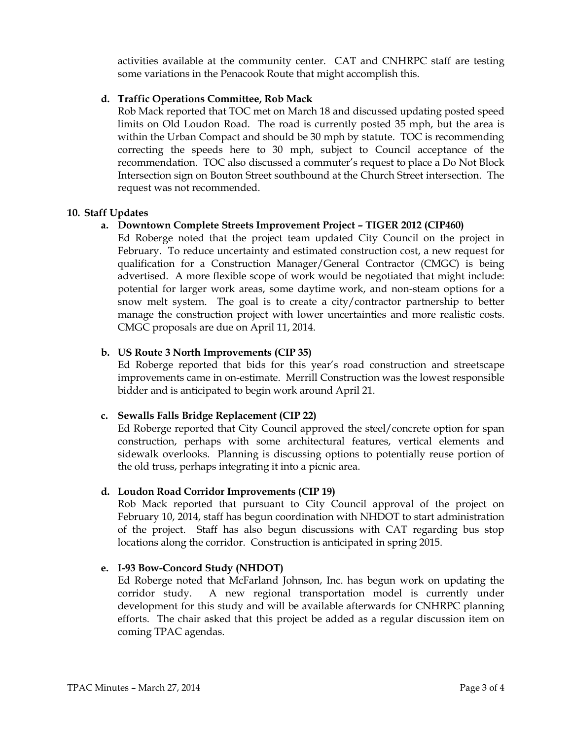activities available at the community center. CAT and CNHRPC staff are testing some variations in the Penacook Route that might accomplish this.

**d. Traffic Operations Committee, Rob Mack**

Rob Mack reported that TOC met on March 18 and discussed updating posted speed limits on Old Loudon Road. The road is currently posted 35 mph, but the area is within the Urban Compact and should be 30 mph by statute. TOC is recommending correcting the speeds here to 30 mph, subject to Council acceptance of the recommendation. TOC also discussed a commuter's request to place a Do Not Block Intersection sign on Bouton Street southbound at the Church Street intersection. The request was not recommended.

**10. Staff Updates**

**a. Downtown Complete Streets Improvement Project – TIGER 2012 (CIP460)**

Ed Roberge noted that the project team updated City Council on the project in February. To reduce uncertainty and estimated construction cost, a new request for qualification for a Construction Manager/General Contractor (CMGC) is being advertised. A more flexible scope of work would be negotiated that might include: potential for larger work areas, some daytime work, and non-steam options for a snow melt system. The goal is to create a city/contractor partnership to better manage the construction project with lower uncertainties and more realistic costs. CMGC proposals are due on April 11, 2014.

**b. US Route 3 North Improvements (CIP 35)**

Ed Roberge reported that bids for this year's road construction and streetscape improvements came in on-estimate. Merrill Construction was the lowest responsible bidder and is anticipated to begin work around April 21.

**c. Sewalls Falls Bridge Replacement (CIP 22)**

Ed Roberge reported that City Council approved the steel/concrete option for span construction, perhaps with some architectural features, vertical elements and sidewalk overlooks. Planning is discussing options to potentially reuse portion of the old truss, perhaps integrating it into a picnic area.

**d. Loudon Road Corridor Improvements (CIP 19)**

Rob Mack reported that pursuant to City Council approval of the project on February 10, 2014, staff has begun coordination with NHDOT to start administration of the project. Staff has also begun discussions with CAT regarding bus stop locations along the corridor. Construction is anticipated in spring 2015.

**e. I-93 Bow-Concord Study (NHDOT)**

Ed Roberge noted that McFarland Johnson, Inc. has begun work on updating the corridor study. A new regional transportation model is currently under development for this study and will be available afterwards for CNHRPC planning efforts. The chair asked that this project be added as a regular discussion item on coming TPAC agendas.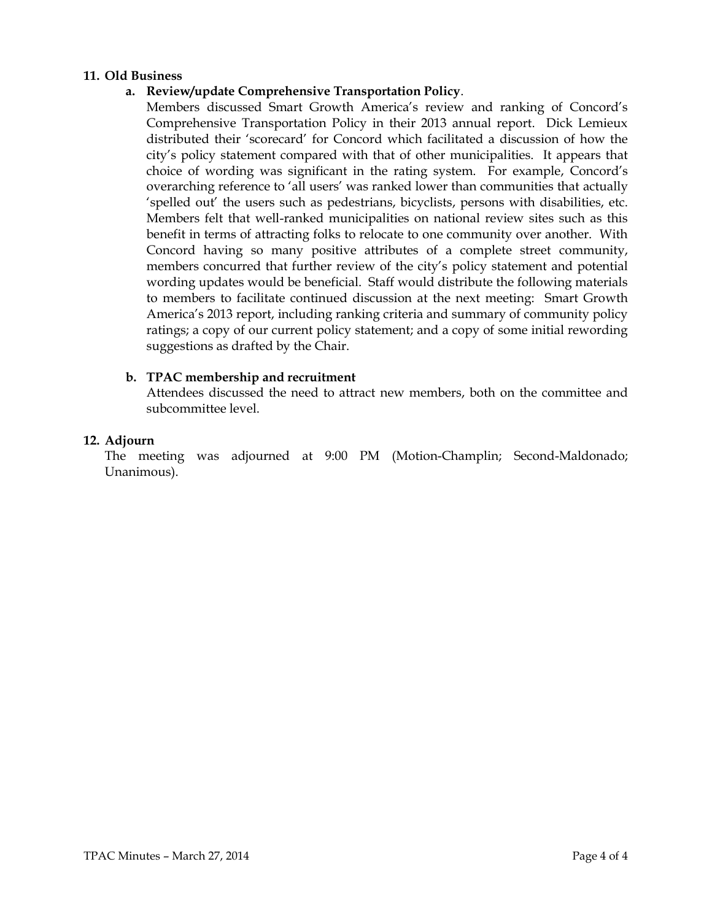**11. Old Business**

**a. Review/update Comprehensive Transportation Policy**.

Members discussed Smart Growth America's review and ranking of Concord's Comprehensive Transportation Policy in their 2013 annual report. Dick Lemieux distributed their 'scorecard' for Concord which facilitated a discussion of how the city's policy statement compared with that of other municipalities. It appears that choice of wording was significant in the rating system. For example, Concord's overarching reference to 'all users' was ranked lower than communities that actually 'spelled out' the users such as pedestrians, bicyclists, persons with disabilities, etc. Members felt that well-ranked municipalities on national review sites such as this benefit in terms of attracting folks to relocate to one community over another. With Concord having so many positive attributes of a complete street community, members concurred that further review of the city's policy statement and potential wording updates would be beneficial. Staff would distribute the following materials to members to facilitate continued discussion at the next meeting: Smart Growth America's 2013 report, including ranking criteria and summary of community policy ratings; a copy of our current policy statement; and a copy of some initial rewording suggestions as drafted by the Chair.

**b. TPAC membership and recruitment**

Attendees discussed the need to attract new members, both on the committee and subcommittee level.

**12. Adjourn**

The meeting was adjourned at 9:00 PM (Motion-Champlin; Second-Maldonado; Unanimous).